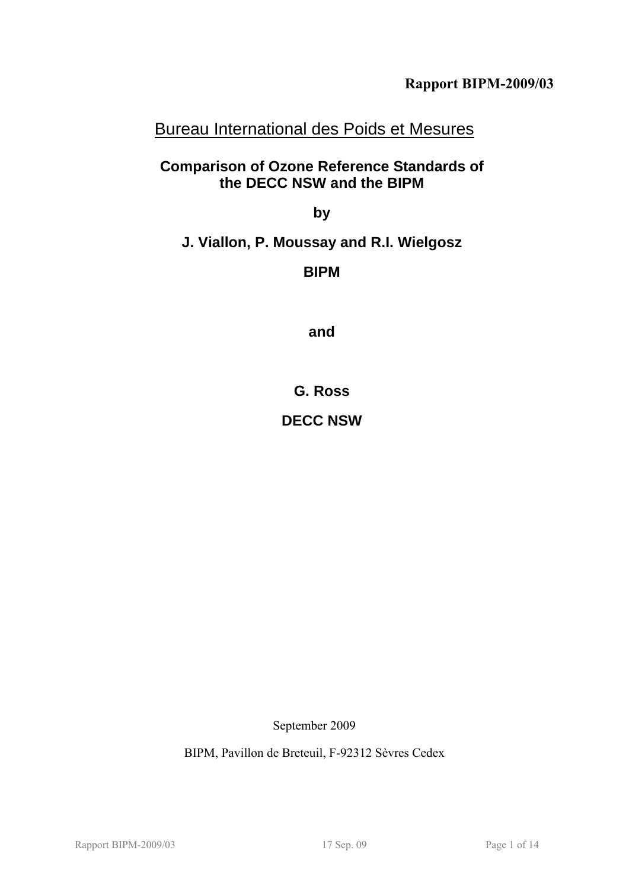**Rapport BIPM-2009/03**

Bureau International des Poids et Mesures

# Comparison of Ozone Reference Standards of the DECC NSW and the BIPM

**by**

**J. Viallon, P. Moussay and R.I. Wielgosz**

**BIPM**

**and**

**G. Ross**

**DECC NSW**

September 2009

BIPM, Pavillon de Breteuil, F-92312 Sèvres Cedex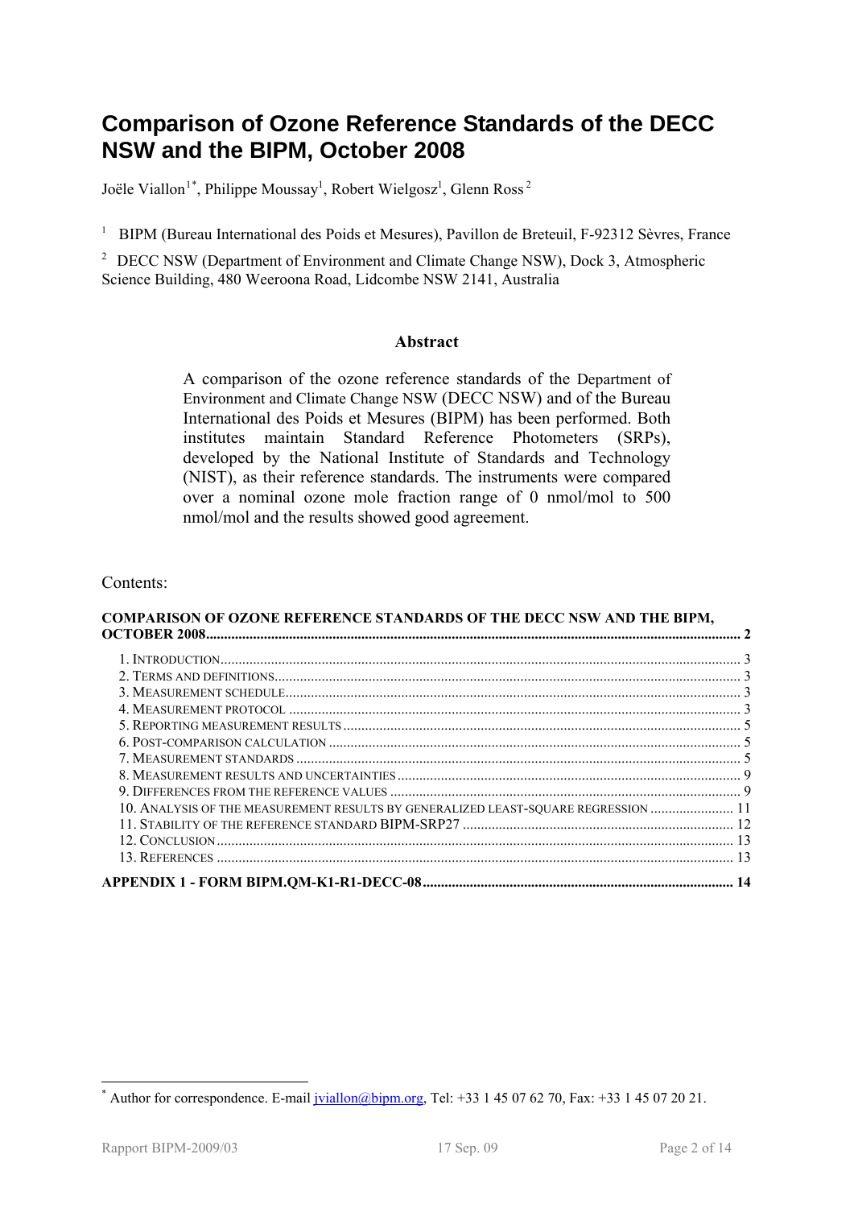# Comparison of Ozone Reference Standards of the DECC NSW and the BIPM, October 2008

Joële Viallon[1*], Philippe Moussay[1], Robert Wielgosz[1], Glenn Ross[2]

[1] BIPM (Bureau International des Poids et Mesures), Pavillon de Breteuil, F-92312 Sèvres, France

[2] DECC NSW (Department of Environment and Climate Change NSW), Dock 3, Atmospheric Science Building, 480 Weeroona Road, Lidcombe NSW 2141, Australia

### Abstract

A comparison of the ozone reference standards of the Department of Environment and Climate Change NSW (DECC NSW) and of the Bureau International des Poids et Mesures (BIPM) has been performed. Both institutes maintain Standard Reference Photometers (SRPs), developed by the National Institute of Standards and Technology (NIST), as their reference standards. The instruments were compared over a nominal ozone mole fraction range of 0 nmol/mol to 500 nmol/mol and the results showed good agreement.

Contents:

**COMPARISON OF OZONE REFERENCE STANDARDS OF THE DECC NSW AND THE BIPM, OCTOBER 2008** ..... 2

- 1. Introduction ..... 3
- 2. Terms and definitions ..... 3
- 3. Measurement schedule ..... 3
- 4. Measurement protocol ..... 3
- 5. Reporting measurement results ..... 5
- 6. Post-comparison calculation ..... 5
- 7. Measurement standards ..... 5
- 8. Measurement results and uncertainties ..... 9
- 9. Differences from the reference values ..... 9
- 10. Analysis of the measurement results by generalized least-square regression ..... 11
- 11. Stability of the reference standard BIPM-SRP27 ..... 12
- 12. Conclusion ..... 13
- 13. References ..... 13

**APPENDIX 1 - FORM BIPM.QM-K1-R1-DECC-08** ..... 14

[*] Author for correspondence. E-mail jviallon@bipm.org, Tel: +33 1 45 07 62 70, Fax: +33 1 45 07 20 21.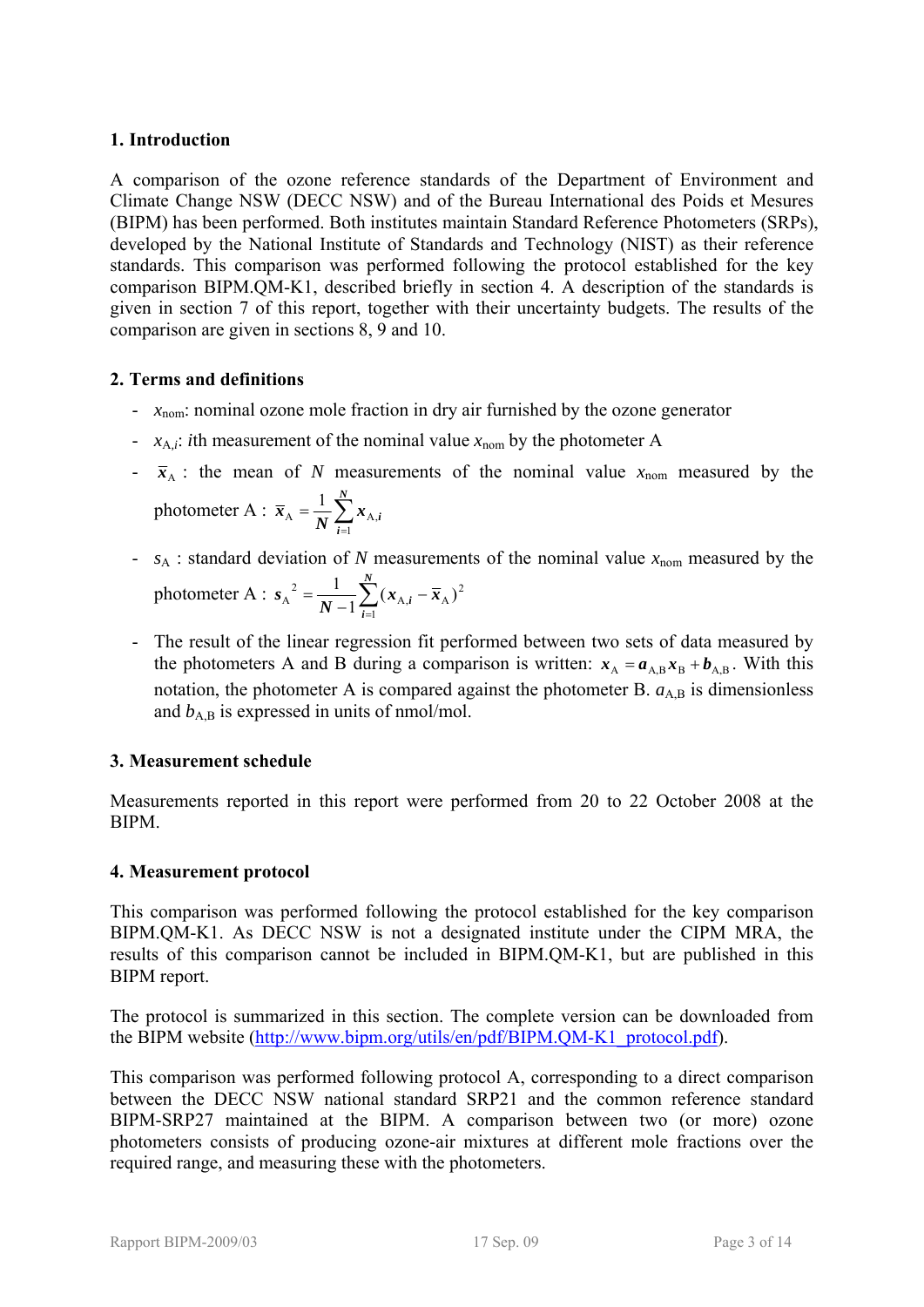## 1. Introduction

A comparison of the ozone reference standards of the Department of Environment and Climate Change NSW (DECC NSW) and of the Bureau International des Poids et Mesures (BIPM) has been performed. Both institutes maintain Standard Reference Photometers (SRPs), developed by the National Institute of Standards and Technology (NIST) as their reference standards. This comparison was performed following the protocol established for the key comparison BIPM.QM-K1, described briefly in section 4. A description of the standards is given in section 7 of this report, together with their uncertainty budgets. The results of the comparison are given in sections 8, 9 and 10.

## 2. Terms and definitions

- $x_{\mathrm{nom}}$: nominal ozone mole fraction in dry air furnished by the ozone generator
- $x_{\mathrm{A},i}$: $i$th measurement of the nominal value $x_{\mathrm{nom}}$ by the photometer A
- $\bar{x}_{\mathrm{A}}$ : the mean of $N$ measurements of the nominal value $x_{\mathrm{nom}}$ measured by the photometer A : $\bar{x}_{\mathrm{A}} = \frac{1}{N}\sum_{i=1}^{N} x_{\mathrm{A},i}$
- $s_{\mathrm{A}}$ : standard deviation of $N$ measurements of the nominal value $x_{\mathrm{nom}}$ measured by the photometer A : $s_{\mathrm{A}}^{2} = \frac{1}{N-1}\sum_{i=1}^{N}(x_{\mathrm{A},i} - \bar{x}_{\mathrm{A}})^{2}$
- The result of the linear regression fit performed between two sets of data measured by the photometers A and B during a comparison is written: $x_{\mathrm{A}} = a_{\mathrm{A,B}} x_{\mathrm{B}} + b_{\mathrm{A,B}}$. With this notation, the photometer A is compared against the photometer B. $a_{\mathrm{A,B}}$ is dimensionless and $b_{\mathrm{A,B}}$ is expressed in units of nmol/mol.

## 3. Measurement schedule

Measurements reported in this report were performed from 20 to 22 October 2008 at the BIPM.

## 4. Measurement protocol

This comparison was performed following the protocol established for the key comparison BIPM.QM-K1. As DECC NSW is not a designated institute under the CIPM MRA, the results of this comparison cannot be included in BIPM.QM-K1, but are published in this BIPM report.

The protocol is summarized in this section. The complete version can be downloaded from the BIPM website (http://www.bipm.org/utils/en/pdf/BIPM.QM-K1_protocol.pdf).

This comparison was performed following protocol A, corresponding to a direct comparison between the DECC NSW national standard SRP21 and the common reference standard BIPM-SRP27 maintained at the BIPM. A comparison between two (or more) ozone photometers consists of producing ozone-air mixtures at different mole fractions over the required range, and measuring these with the photometers.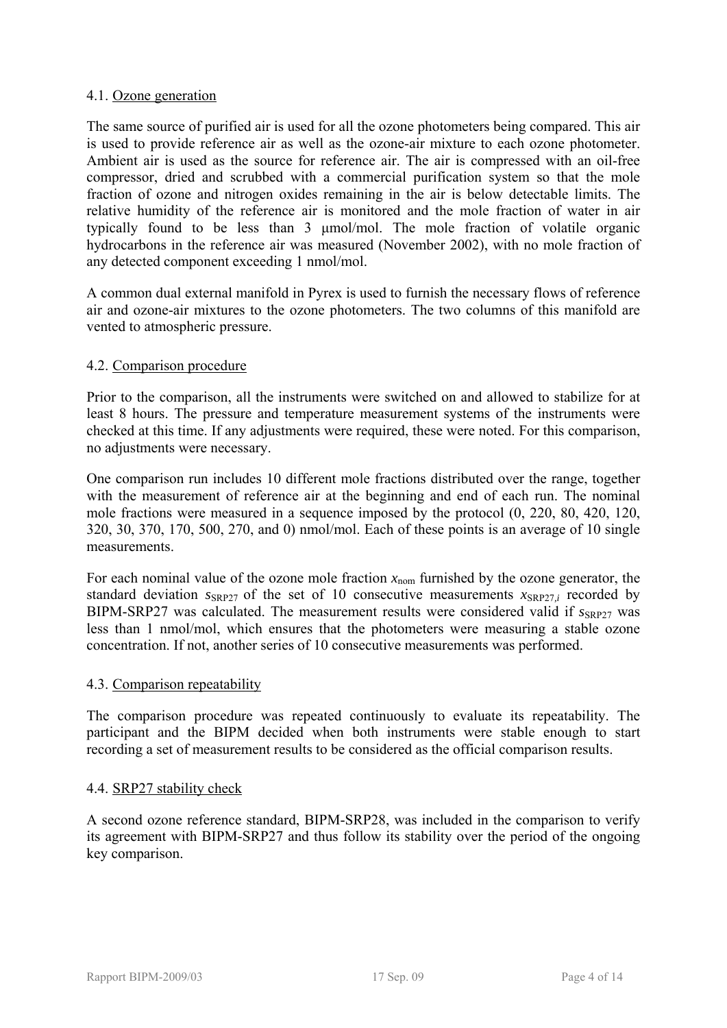### 4.1. Ozone generation

The same source of purified air is used for all the ozone photometers being compared. This air is used to provide reference air as well as the ozone-air mixture to each ozone photometer. Ambient air is used as the source for reference air. The air is compressed with an oil-free compressor, dried and scrubbed with a commercial purification system so that the mole fraction of ozone and nitrogen oxides remaining in the air is below detectable limits. The relative humidity of the reference air is monitored and the mole fraction of water in air typically found to be less than 3 μmol/mol. The mole fraction of volatile organic hydrocarbons in the reference air was measured (November 2002), with no mole fraction of any detected component exceeding 1 nmol/mol.

A common dual external manifold in Pyrex is used to furnish the necessary flows of reference air and ozone-air mixtures to the ozone photometers. The two columns of this manifold are vented to atmospheric pressure.

### 4.2. Comparison procedure

Prior to the comparison, all the instruments were switched on and allowed to stabilize for at least 8 hours. The pressure and temperature measurement systems of the instruments were checked at this time. If any adjustments were required, these were noted. For this comparison, no adjustments were necessary.

One comparison run includes 10 different mole fractions distributed over the range, together with the measurement of reference air at the beginning and end of each run. The nominal mole fractions were measured in a sequence imposed by the protocol (0, 220, 80, 420, 120, 320, 30, 370, 170, 500, 270, and 0) nmol/mol. Each of these points is an average of 10 single measurements.

For each nominal value of the ozone mole fraction $x_{\text{nom}}$ furnished by the ozone generator, the standard deviation $s_{\text{SRP27}}$ of the set of 10 consecutive measurements $x_{\text{SRP27},i}$ recorded by BIPM-SRP27 was calculated. The measurement results were considered valid if $s_{\text{SRP27}}$ was less than 1 nmol/mol, which ensures that the photometers were measuring a stable ozone concentration. If not, another series of 10 consecutive measurements was performed.

### 4.3. Comparison repeatability

The comparison procedure was repeated continuously to evaluate its repeatability. The participant and the BIPM decided when both instruments were stable enough to start recording a set of measurement results to be considered as the official comparison results.

### 4.4. SRP27 stability check

A second ozone reference standard, BIPM-SRP28, was included in the comparison to verify its agreement with BIPM-SRP27 and thus follow its stability over the period of the ongoing key comparison.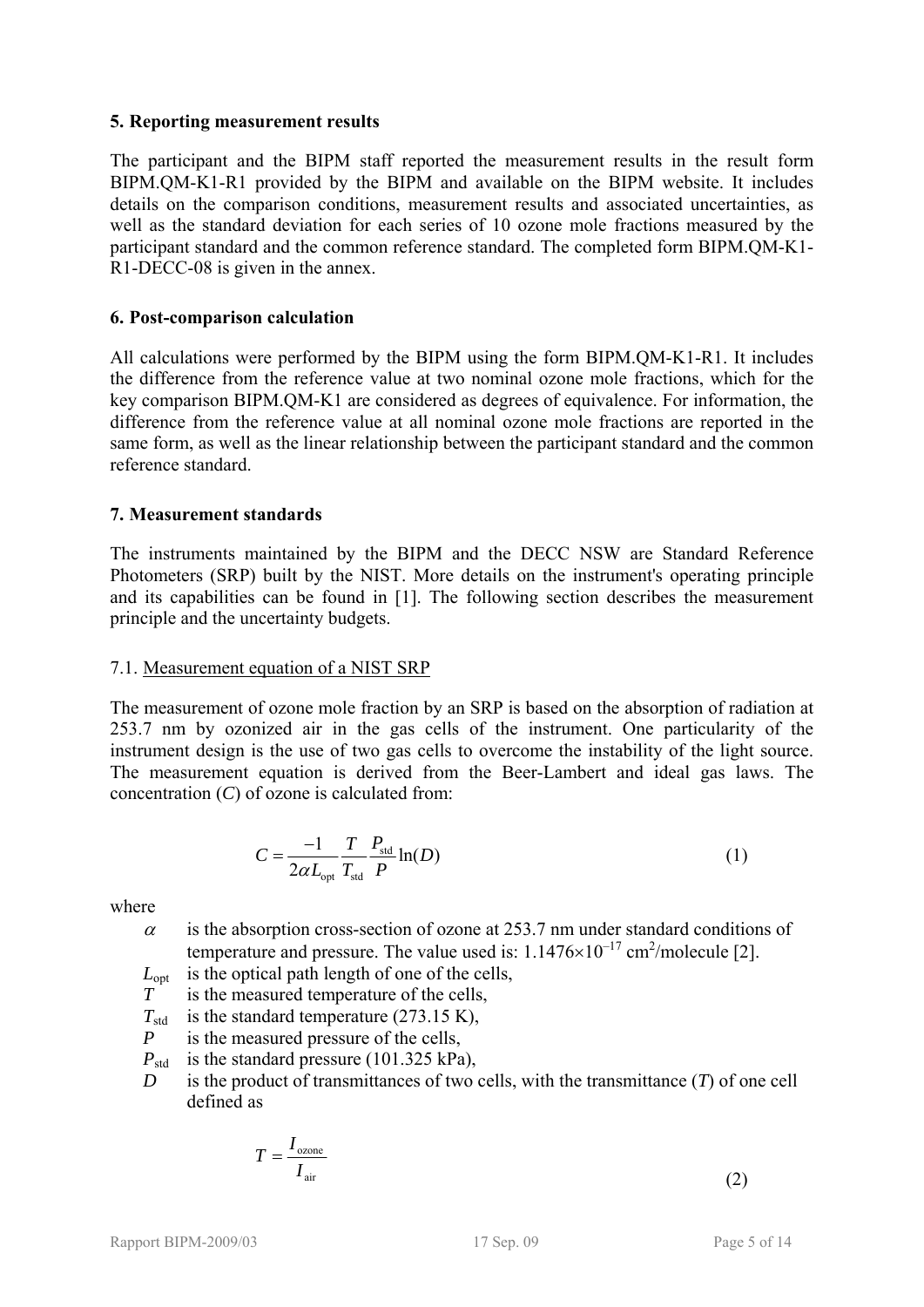## 5. Reporting measurement results

The participant and the BIPM staff reported the measurement results in the result form BIPM.QM-K1-R1 provided by the BIPM and available on the BIPM website. It includes details on the comparison conditions, measurement results and associated uncertainties, as well as the standard deviation for each series of 10 ozone mole fractions measured by the participant standard and the common reference standard. The completed form BIPM.QM-K1-R1-DECC-08 is given in the annex.

## 6. Post-comparison calculation

All calculations were performed by the BIPM using the form BIPM.QM-K1-R1. It includes the difference from the reference value at two nominal ozone mole fractions, which for the key comparison BIPM.QM-K1 are considered as degrees of equivalence. For information, the difference from the reference value at all nominal ozone mole fractions are reported in the same form, as well as the linear relationship between the participant standard and the common reference standard.

## 7. Measurement standards

The instruments maintained by the BIPM and the DECC NSW are Standard Reference Photometers (SRP) built by the NIST. More details on the instrument's operating principle and its capabilities can be found in [1]. The following section describes the measurement principle and the uncertainty budgets.

### 7.1. Measurement equation of a NIST SRP

The measurement of ozone mole fraction by an SRP is based on the absorption of radiation at 253.7 nm by ozonized air in the gas cells of the instrument. One particularity of the instrument design is the use of two gas cells to overcome the instability of the light source. The measurement equation is derived from the Beer-Lambert and ideal gas laws. The concentration ($C$) of ozone is calculated from:

$$C = \frac{-1}{2\alpha L_{\text{opt}}} \frac{T}{T_{\text{std}}} \frac{P_{\text{std}}}{P} \ln(D) \tag{1}$$

where

- $\alpha$ is the absorption cross-section of ozone at 253.7 nm under standard conditions of temperature and pressure. The value used is: $1.1476 \times 10^{-17}$ cm$^2$/molecule [2].
- $L_{\text{opt}}$ is the optical path length of one of the cells,
- $T$ is the measured temperature of the cells,
- $T_{\text{std}}$ is the standard temperature (273.15 K),
- $P$ is the measured pressure of the cells,
- $P_{\text{std}}$ is the standard pressure (101.325 kPa),
- $D$ is the product of transmittances of two cells, with the transmittance ($T$) of one cell defined as

$$T = \frac{I_{\text{ozone}}}{I_{\text{air}}} \tag{2}$$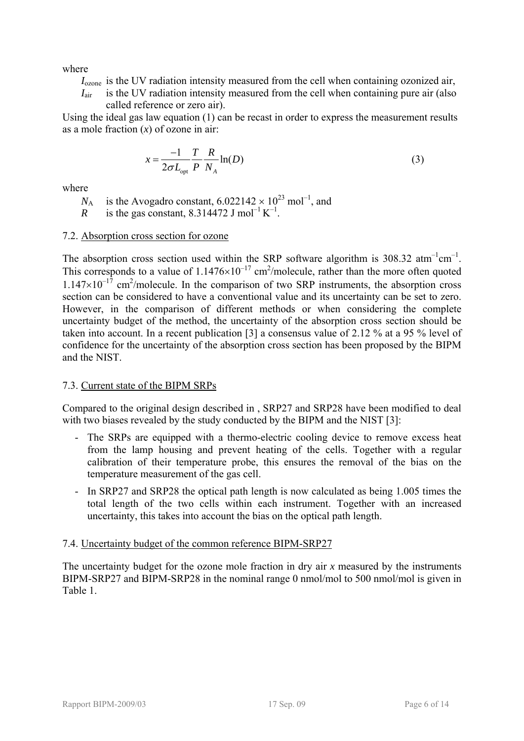where

$I_{\text{ozone}}$ is the UV radiation intensity measured from the cell when containing ozonized air,

$I_{\text{air}}$ is the UV radiation intensity measured from the cell when containing pure air (also called reference or zero air).

Using the ideal gas law equation (1) can be recast in order to express the measurement results as a mole fraction ($x$) of ozone in air:

$$x = \frac{-1}{2\sigma L_{\text{opt}}} \frac{T}{P} \frac{R}{N_A} \ln(D) \tag{3}$$

where

$N_A$ is the Avogadro constant, $6.022142 \times 10^{23}$ mol$^{-1}$, and

$R$ is the gas constant, 8.314472 J mol$^{-1}$ K$^{-1}$.

7.2. Absorption cross section for ozone

The absorption cross section used within the SRP software algorithm is 308.32 atm$^{-1}$cm$^{-1}$. This corresponds to a value of $1.1476 \times 10^{-17}$ cm$^2$/molecule, rather than the more often quoted $1.147 \times 10^{-17}$ cm$^2$/molecule. In the comparison of two SRP instruments, the absorption cross section can be considered to have a conventional value and its uncertainty can be set to zero. However, in the comparison of different methods or when considering the complete uncertainty budget of the method, the uncertainty of the absorption cross section should be taken into account. In a recent publication [3] a consensus value of 2.12 % at a 95 % level of confidence for the uncertainty of the absorption cross section has been proposed by the BIPM and the NIST.

7.3. Current state of the BIPM SRPs

Compared to the original design described in , SRP27 and SRP28 have been modified to deal with two biases revealed by the study conducted by the BIPM and the NIST [3]:

- The SRPs are equipped with a thermo-electric cooling device to remove excess heat from the lamp housing and prevent heating of the cells. Together with a regular calibration of their temperature probe, this ensures the removal of the bias on the temperature measurement of the gas cell.
- In SRP27 and SRP28 the optical path length is now calculated as being 1.005 times the total length of the two cells within each instrument. Together with an increased uncertainty, this takes into account the bias on the optical path length.

7.4. Uncertainty budget of the common reference BIPM-SRP27

The uncertainty budget for the ozone mole fraction in dry air $x$ measured by the instruments BIPM-SRP27 and BIPM-SRP28 in the nominal range 0 nmol/mol to 500 nmol/mol is given in Table 1.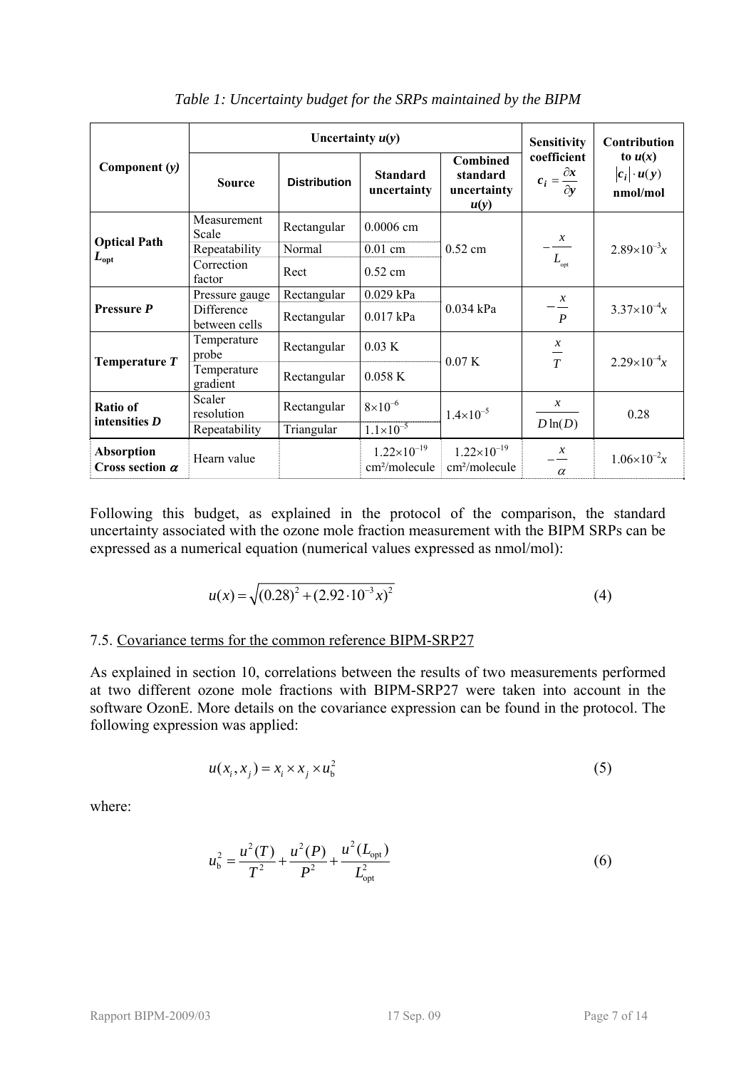*Table 1: Uncertainty budget for the SRPs maintained by the BIPM*

| Component ($y$) | Uncertainty $u(y)$ | | | | Sensitivity coefficient $c_i = \frac{\partial x}{\partial y}$ | Contribution to $u(x)$ $\lvert c_i \rvert \cdot u(y)$ nmol/mol |
|---|---|---|---|---|---|---|
| | **Source** | **Distribution** | **Standard uncertainty** | **Combined standard uncertainty $u(y)$** | | |
| **Optical Path $L_{opt}$** | Measurement Scale | Rectangular | 0.0006 cm | 0.52 cm | $-\frac{x}{L_{opt}}$ | $2.89\times10^{-3}x$ |
| | Repeatability | Normal | 0.01 cm | | | |
| | Correction factor | Rect | 0.52 cm | | | |
| **Pressure $P$** | Pressure gauge | Rectangular | 0.029 kPa | 0.034 kPa | $-\frac{x}{P}$ | $3.37\times10^{-4}x$ |
| | Difference between cells | Rectangular | 0.017 kPa | | | |
| **Temperature $T$** | Temperature probe | Rectangular | 0.03 K | 0.07 K | $\frac{x}{T}$ | $2.29\times10^{-4}x$ |
| | Temperature gradient | Rectangular | 0.058 K | | | |
| **Ratio of intensities $D$** | Scaler resolution | Rectangular | $8\times10^{-6}$ | $1.4\times10^{-5}$ | $\frac{x}{D\ln(D)}$ | 0.28 |
| | Repeatability | Triangular | $1.1\times10^{-5}$ | | | |
| **Absorption Cross section $\alpha$** | Hearn value | | $1.22\times10^{-19}$ cm²/molecule | $1.22\times10^{-19}$ cm²/molecule | $-\frac{x}{\alpha}$ | $1.06\times10^{-2}x$ |

Following this budget, as explained in the protocol of the comparison, the standard uncertainty associated with the ozone mole fraction measurement with the BIPM SRPs can be expressed as a numerical equation (numerical values expressed as nmol/mol):

$$u(x) = \sqrt{(0.28)^2 + (2.92 \cdot 10^{-3} x)^2} \tag{4}$$

7.5. Covariance terms for the common reference BIPM-SRP27

As explained in section 10, correlations between the results of two measurements performed at two different ozone mole fractions with BIPM-SRP27 were taken into account in the software OzonE. More details on the covariance expression can be found in the protocol. The following expression was applied:

$$u(x_i, x_j) = x_i \times x_j \times u_b^2 \tag{5}$$

where:

$$u_b^2 = \frac{u^2(T)}{T^2} + \frac{u^2(P)}{P^2} + \frac{u^2(L_{opt})}{L_{opt}^2} \tag{6}$$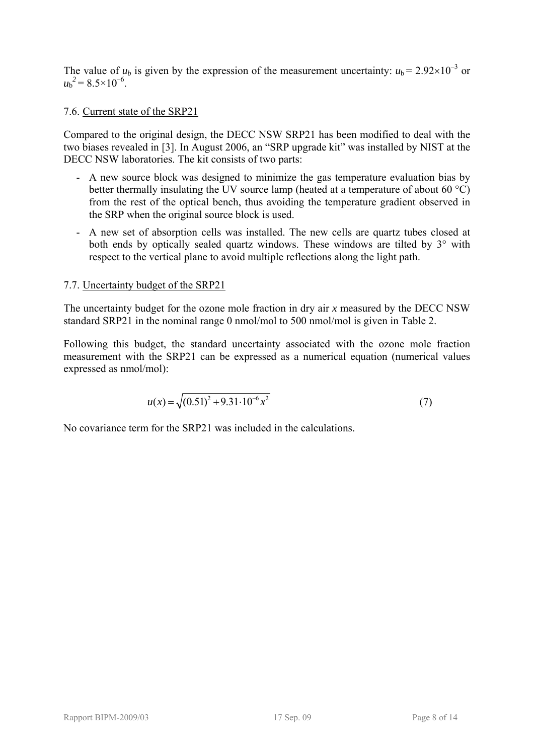The value of $u_b$ is given by the expression of the measurement uncertainty: $u_b = 2.92\times10^{-3}$ or $u_b^2 = 8.5\times10^{-6}$.

### 7.6. Current state of the SRP21

Compared to the original design, the DECC NSW SRP21 has been modified to deal with the two biases revealed in [3]. In August 2006, an "SRP upgrade kit" was installed by NIST at the DECC NSW laboratories. The kit consists of two parts:

- A new source block was designed to minimize the gas temperature evaluation bias by better thermally insulating the UV source lamp (heated at a temperature of about 60 °C) from the rest of the optical bench, thus avoiding the temperature gradient observed in the SRP when the original source block is used.
- A new set of absorption cells was installed. The new cells are quartz tubes closed at both ends by optically sealed quartz windows. These windows are tilted by 3° with respect to the vertical plane to avoid multiple reflections along the light path.

### 7.7. Uncertainty budget of the SRP21

The uncertainty budget for the ozone mole fraction in dry air *x* measured by the DECC NSW standard SRP21 in the nominal range 0 nmol/mol to 500 nmol/mol is given in Table 2.

Following this budget, the standard uncertainty associated with the ozone mole fraction measurement with the SRP21 can be expressed as a numerical equation (numerical values expressed as nmol/mol):

$$u(x) = \sqrt{(0.51)^2 + 9.31\cdot10^{-6}x^2} \tag{7}$$

No covariance term for the SRP21 was included in the calculations.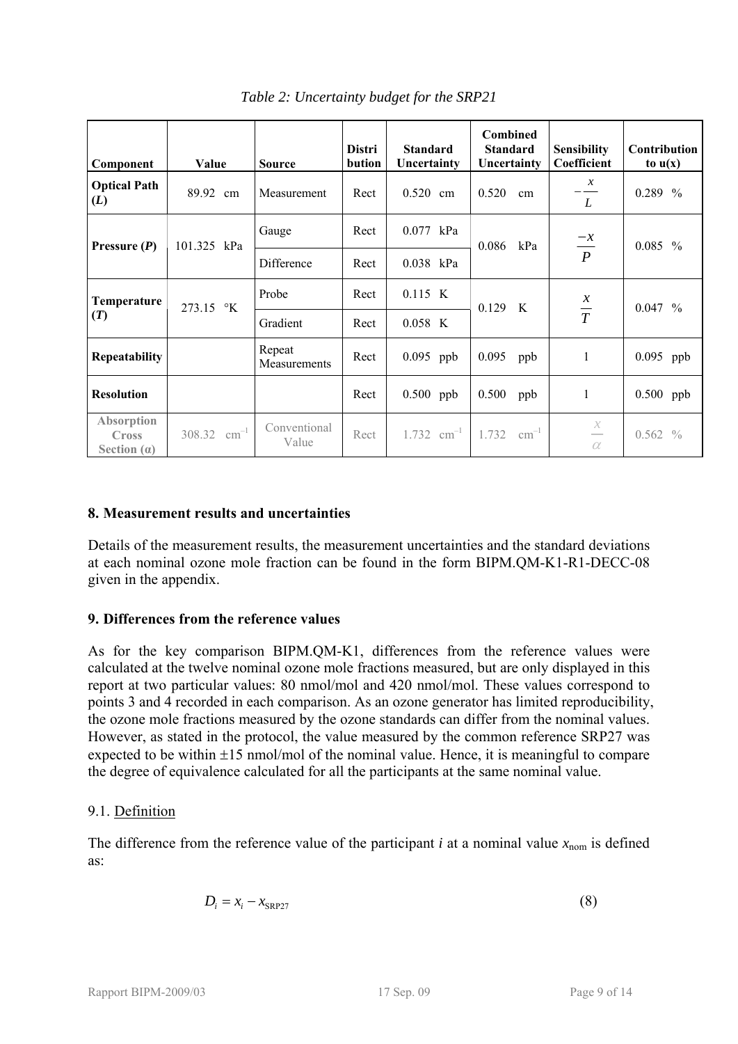*Table 2: Uncertainty budget for the SRP21*

| Component | Value | Source | Distribution | Standard Uncertainty | Combined Standard Uncertainty | Sensibility Coefficient | Contribution to u(x) |
|---|---|---|---|---|---|---|---|
| **Optical Path ($L$)** | 89.92 cm | Measurement | Rect | 0.520 cm | 0.520 cm | $-\frac{x}{L}$ | 0.289 % |
| **Pressure ($P$)** | 101.325 kPa | Gauge | Rect | 0.077 kPa | 0.086 kPa | $\frac{-x}{P}$ | 0.085 % |
| | | Difference | Rect | 0.038 kPa | | | |
| **Temperature ($T$)** | 273.15 °K | Probe | Rect | 0.115 K | 0.129 K | $\frac{x}{T}$ | 0.047 % |
| | | Gradient | Rect | 0.058 K | | | |
| **Repeatability** | | Repeat Measurements | Rect | 0.095 ppb | 0.095 ppb | 1 | 0.095 ppb |
| **Resolution** | | | Rect | 0.500 ppb | 0.500 ppb | 1 | 0.500 ppb |
| **Absorption Cross Section (α)** | 308.32 cm$^{-1}$ | Conventional Value | Rect | 1.732 cm$^{-1}$ | 1.732 cm$^{-1}$ | $\frac{x}{\alpha}$ | 0.562 % |

## 8. Measurement results and uncertainties

Details of the measurement results, the measurement uncertainties and the standard deviations at each nominal ozone mole fraction can be found in the form BIPM.QM-K1-R1-DECC-08 given in the appendix.

## 9. Differences from the reference values

As for the key comparison BIPM.QM-K1, differences from the reference values were calculated at the twelve nominal ozone mole fractions measured, but are only displayed in this report at two particular values: 80 nmol/mol and 420 nmol/mol. These values correspond to points 3 and 4 recorded in each comparison. As an ozone generator has limited reproducibility, the ozone mole fractions measured by the ozone standards can differ from the nominal values. However, as stated in the protocol, the value measured by the common reference SRP27 was expected to be within ±15 nmol/mol of the nominal value. Hence, it is meaningful to compare the degree of equivalence calculated for all the participants at the same nominal value.

### 9.1. Definition

The difference from the reference value of the participant $i$ at a nominal value $x_{\text{nom}}$ is defined as:

$$D_i = x_i - x_{\text{SRP27}} \tag{8}$$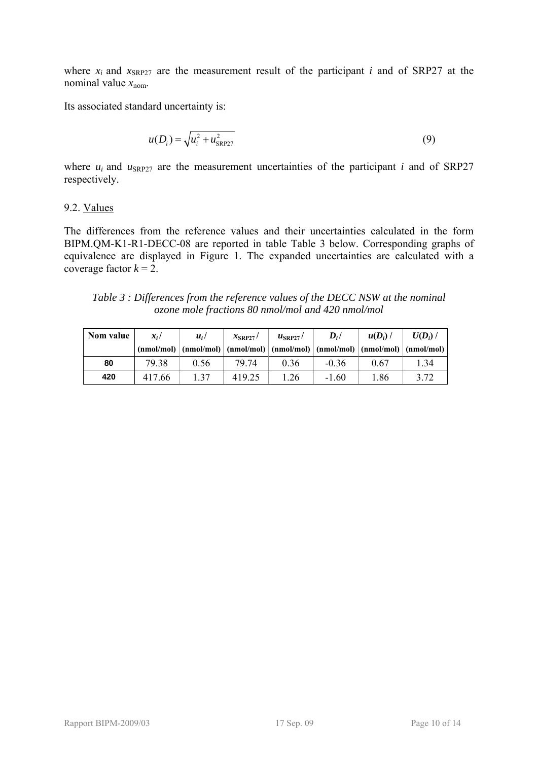where $x_i$ and $x_{SRP27}$ are the measurement result of the participant $i$ and of SRP27 at the nominal value $x_{nom}$.

Its associated standard uncertainty is:

$$u(D_i) = \sqrt{u_i^2 + u_{SRP27}^2} \tag{9}$$

where $u_i$ and $u_{SRP27}$ are the measurement uncertainties of the participant $i$ and of SRP27 respectively.

### 9.2. Values

The differences from the reference values and their uncertainties calculated in the form BIPM.QM-K1-R1-DECC-08 are reported in table Table 3 below. Corresponding graphs of equivalence are displayed in Figure 1. The expanded uncertainties are calculated with a coverage factor $k = 2$.

*Table 3 : Differences from the reference values of the DECC NSW at the nominal ozone mole fractions 80 nmol/mol and 420 nmol/mol*

| Nom value | $x_i$ / (nmol/mol) | $u_i$ / (nmol/mol) | $x_{SRP27}$ / (nmol/mol) | $u_{SRP27}$ / (nmol/mol) | $D_i$ / (nmol/mol) | $u(D_i)$ / (nmol/mol) | $U(D_i)$ / (nmol/mol) |
|---|---|---|---|---|---|---|---|
| **80** | 79.38 | 0.56 | 79.74 | 0.36 | -0.36 | 0.67 | 1.34 |
| **420** | 417.66 | 1.37 | 419.25 | 1.26 | -1.60 | 1.86 | 3.72 |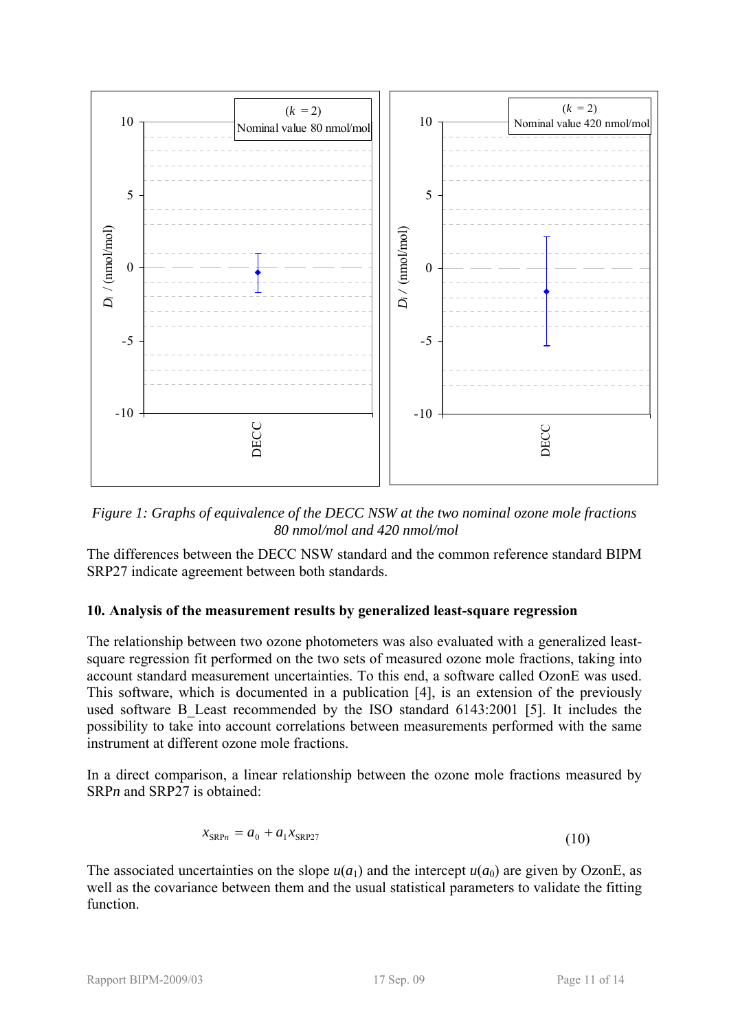*Figure 1: Graphs of equivalence of the DECC NSW at the two nominal ozone mole fractions 80 nmol/mol and 420 nmol/mol*

The differences between the DECC NSW standard and the common reference standard BIPM SRP27 indicate agreement between both standards.

## 10. Analysis of the measurement results by generalized least-square regression

The relationship between two ozone photometers was also evaluated with a generalized least-square regression fit performed on the two sets of measured ozone mole fractions, taking into account standard measurement uncertainties. To this end, a software called OzonE was used. This software, which is documented in a publication [4], is an extension of the previously used software B_Least recommended by the ISO standard 6143:2001 [5]. It includes the possibility to take into account correlations between measurements performed with the same instrument at different ozone mole fractions.

In a direct comparison, a linear relationship between the ozone mole fractions measured by SRP*n* and SRP27 is obtained:

$$x_{\mathrm{SRP}n} = a_0 + a_1 x_{\mathrm{SRP27}} \tag{10}$$

The associated uncertainties on the slope $u(a_1)$ and the intercept $u(a_0)$ are given by OzonE, as well as the covariance between them and the usual statistical parameters to validate the fitting function.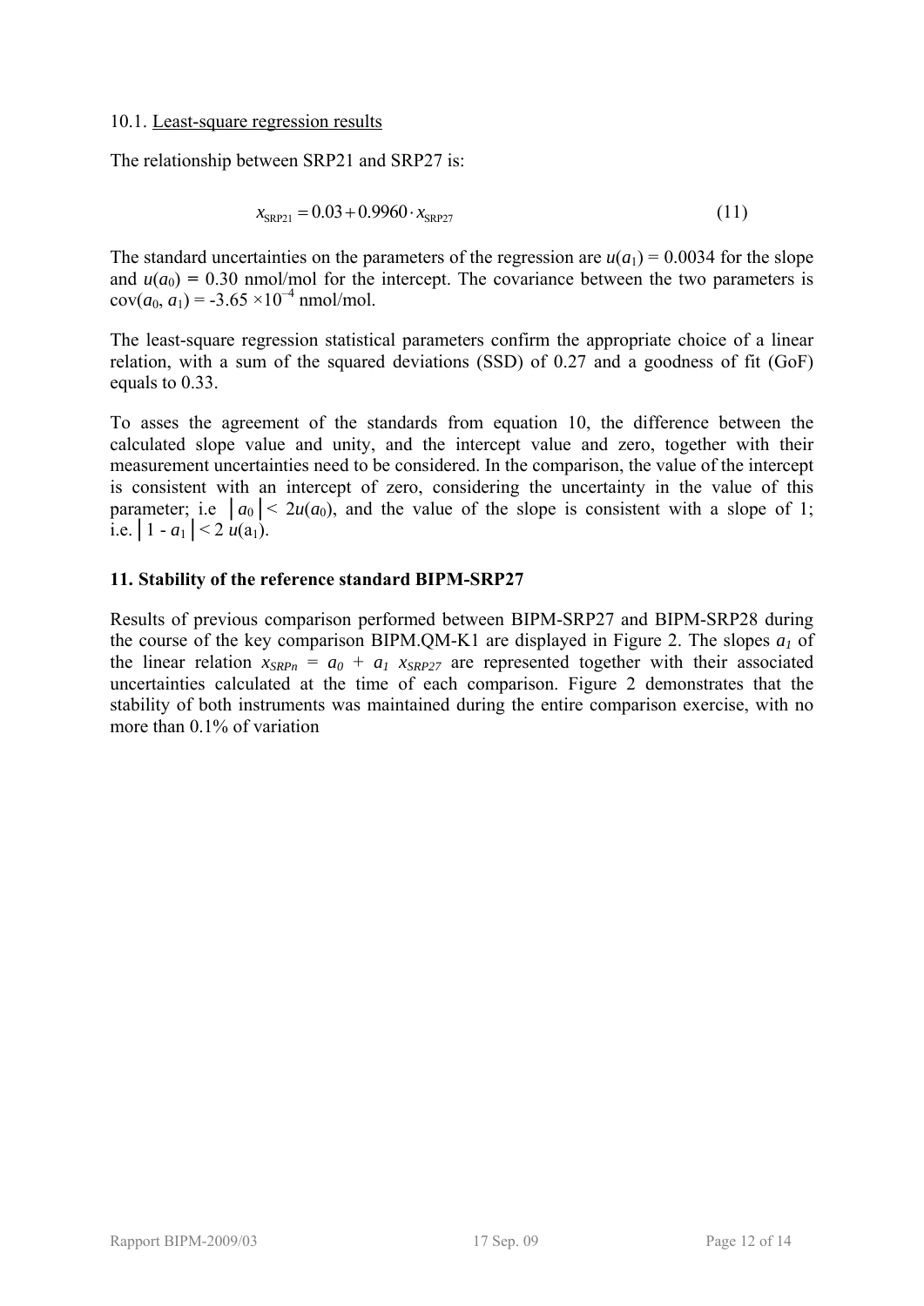10.1. Least-square regression results

The relationship between SRP21 and SRP27 is:

$$x_{\mathrm{SRP21}} = 0.03 + 0.9960 \cdot x_{\mathrm{SRP27}} \tag{11}$$

The standard uncertainties on the parameters of the regression are $u(a_1) = 0.0034$ for the slope and $u(a_0) = 0.30$ nmol/mol for the intercept. The covariance between the two parameters is $\mathrm{cov}(a_0, a_1) = -3.65 \times 10^{-4}$ nmol/mol.

The least-square regression statistical parameters confirm the appropriate choice of a linear relation, with a sum of the squared deviations (SSD) of 0.27 and a goodness of fit (GoF) equals to 0.33.

To asses the agreement of the standards from equation 10, the difference between the calculated slope value and unity, and the intercept value and zero, together with their measurement uncertainties need to be considered. In the comparison, the value of the intercept is consistent with an intercept of zero, considering the uncertainty in the value of this parameter; i.e $|a_0| < 2u(a_0)$, and the value of the slope is consistent with a slope of 1; i.e. $|1 - a_1| < 2\,u(a_1)$.

## 11. Stability of the reference standard BIPM-SRP27

Results of previous comparison performed between BIPM-SRP27 and BIPM-SRP28 during the course of the key comparison BIPM.QM-K1 are displayed in Figure 2. The slopes $a_1$ of the linear relation $x_{SRPn} = a_0 + a_1\, x_{SRP27}$ are represented together with their associated uncertainties calculated at the time of each comparison. Figure 2 demonstrates that the stability of both instruments was maintained during the entire comparison exercise, with no more than 0.1% of variation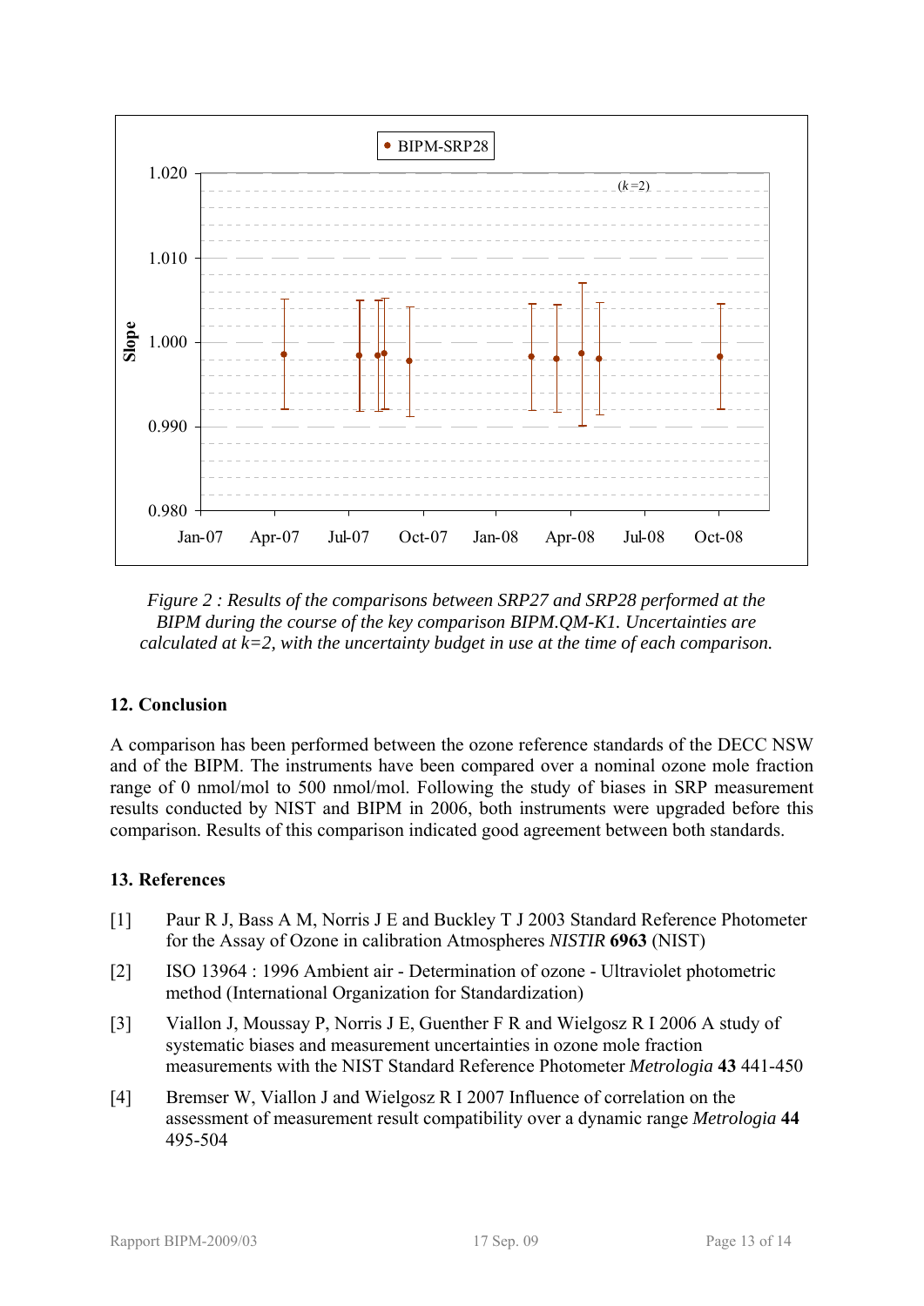*Figure 2 : Results of the comparisons between SRP27 and SRP28 performed at the BIPM during the course of the key comparison BIPM.QM-K1. Uncertainties are calculated at k=2, with the uncertainty budget in use at the time of each comparison.*

## 12. Conclusion

A comparison has been performed between the ozone reference standards of the DECC NSW and of the BIPM. The instruments have been compared over a nominal ozone mole fraction range of 0 nmol/mol to 500 nmol/mol. Following the study of biases in SRP measurement results conducted by NIST and BIPM in 2006, both instruments were upgraded before this comparison. Results of this comparison indicated good agreement between both standards.

## 13. References

[1] Paur R J, Bass A M, Norris J E and Buckley T J 2003 Standard Reference Photometer for the Assay of Ozone in calibration Atmospheres *NISTIR* **6963** (NIST)

[2] ISO 13964 : 1996 Ambient air - Determination of ozone - Ultraviolet photometric method (International Organization for Standardization)

[3] Viallon J, Moussay P, Norris J E, Guenther F R and Wielgosz R I 2006 A study of systematic biases and measurement uncertainties in ozone mole fraction measurements with the NIST Standard Reference Photometer *Metrologia* **43** 441-450

[4] Bremser W, Viallon J and Wielgosz R I 2007 Influence of correlation on the assessment of measurement result compatibility over a dynamic range *Metrologia* **44** 495-504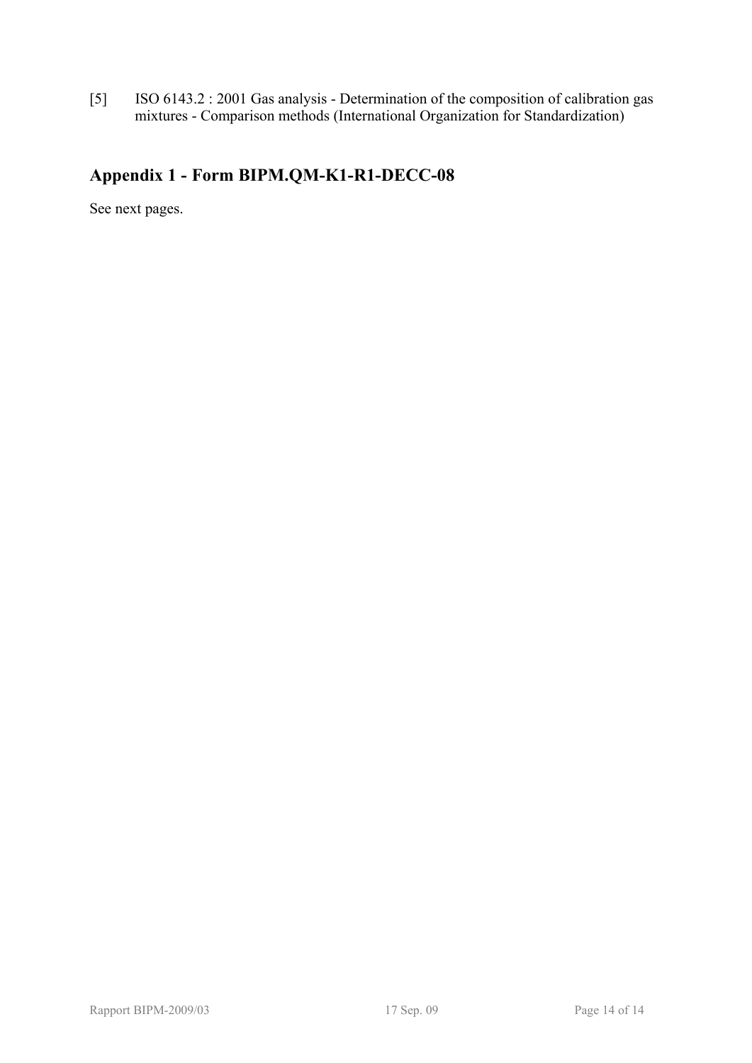[5] ISO 6143.2 : 2001 Gas analysis - Determination of the composition of calibration gas mixtures - Comparison methods (International Organization for Standardization)

## Appendix 1 - Form BIPM.QM-K1-R1-DECC-08

See next pages.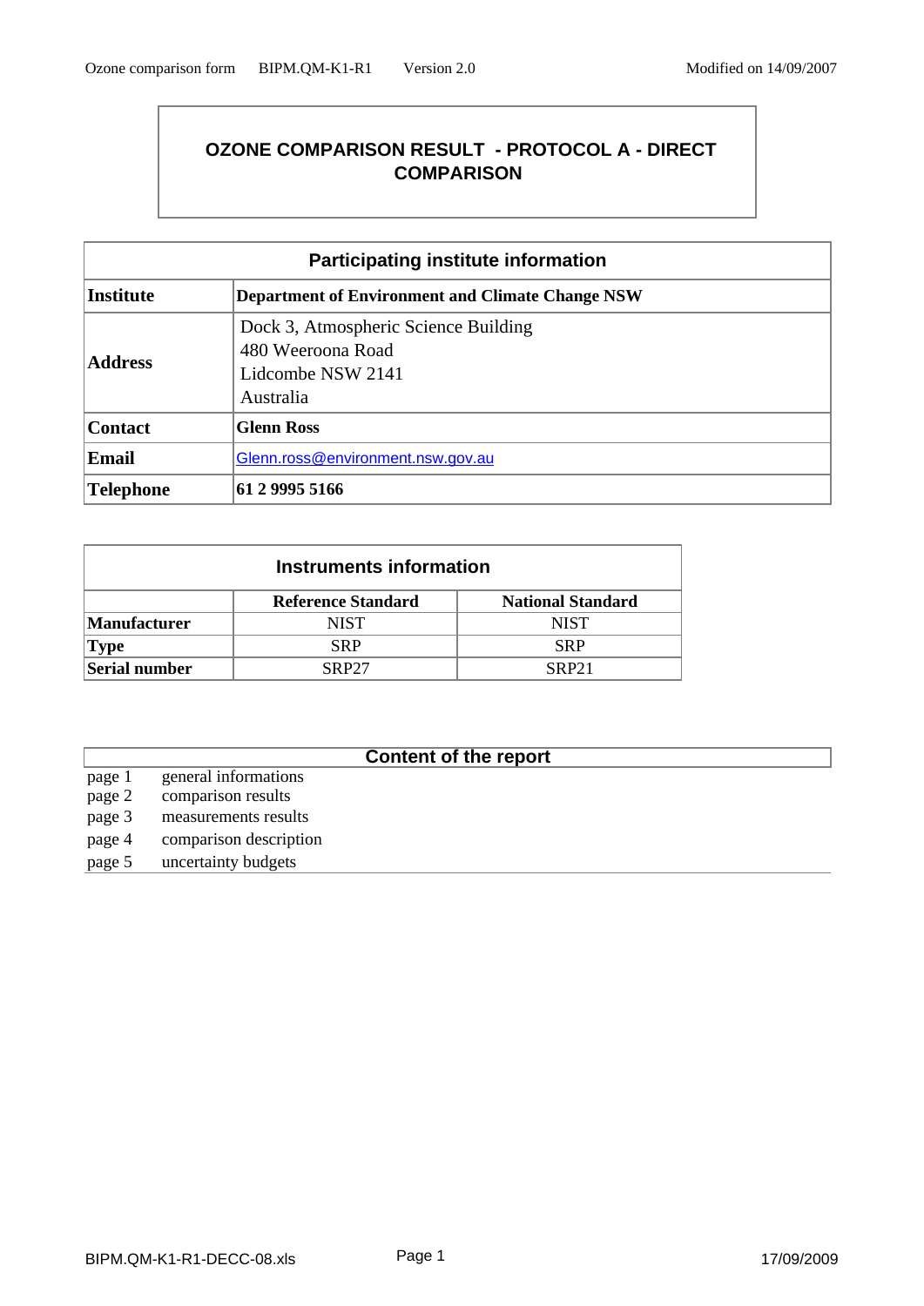# OZONE COMPARISON RESULT - PROTOCOL A - DIRECT COMPARISON

| Participating institute information | |
|---|---|
| **Institute** | **Department of Environment and Climate Change NSW** |
| **Address** | Dock 3, Atmospheric Science Building<br>480 Weeroona Road<br>Lidcombe NSW 2141<br>Australia |
| **Contact** | **Glenn Ross** |
| **Email** | Glenn.ross@environment.nsw.gov.au |
| **Telephone** | **61 2 9995 5166** |

| Instruments information | | |
|---|---|---|
| | **Reference Standard** | **National Standard** |
| **Manufacturer** | NIST | NIST |
| **Type** | SRP | SRP |
| **Serial number** | SRP27 | SRP21 |

| Content of the report | |
|---|---|
| page 1 | general informations |
| page 2 | comparison results |
| page 3 | measurements results |
| page 4 | comparison description |
| page 5 | uncertainty budgets |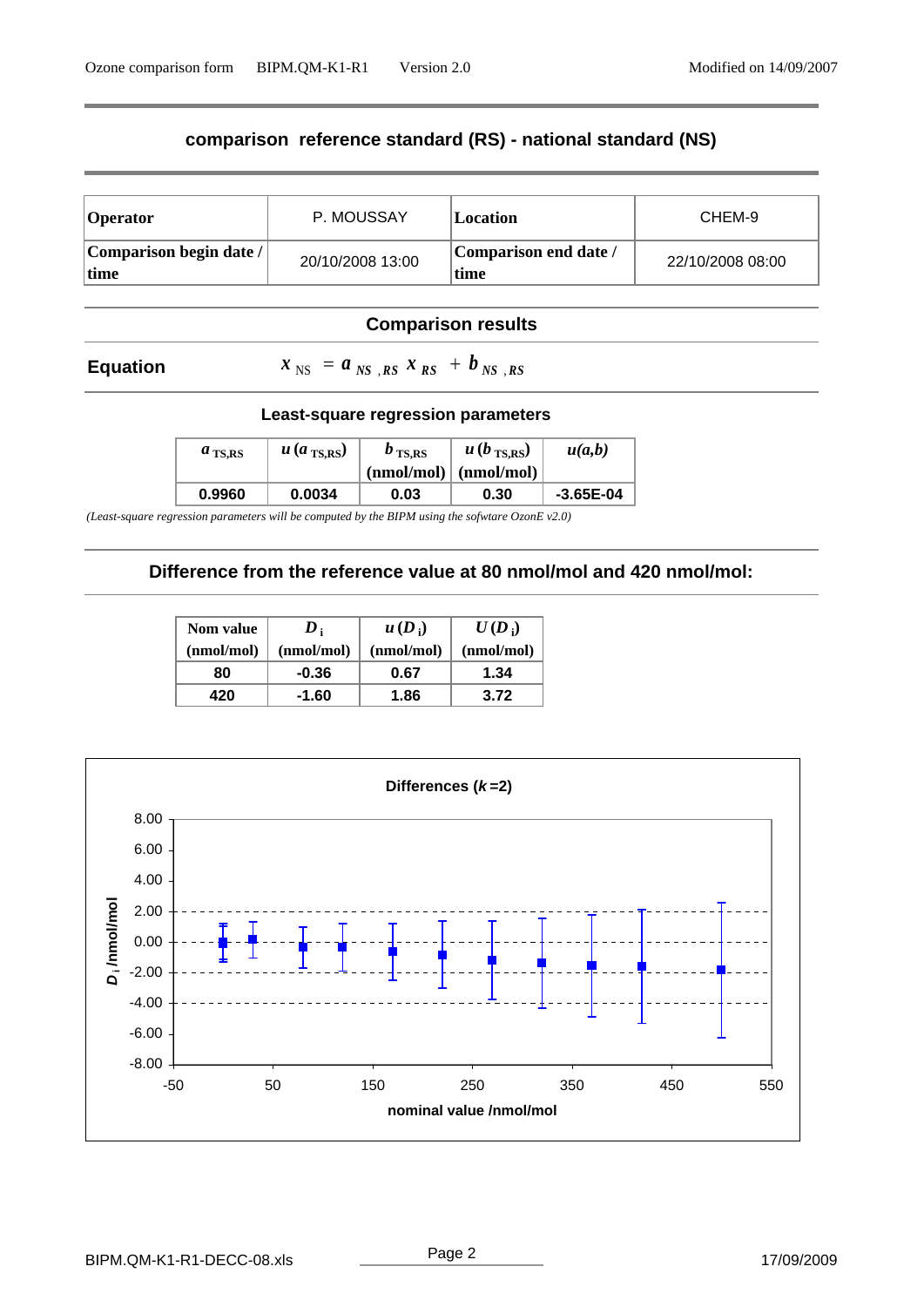## comparison reference standard (RS) - national standard (NS)

| **Operator** | P. MOUSSAY | **Location** | CHEM-9 |
|---|---|---|---|
| **Comparison begin date / time** | 20/10/2008 13:00 | **Comparison end date / time** | 22/10/2008 08:00 |

### Comparison results

**Equation** $x_{NS} = a_{NS,RS}\, x_{RS} + b_{NS,RS}$

#### Least-square regression parameters

| $a_{TS,RS}$ | $u(a_{TS,RS})$ | $b_{TS,RS}$ (nmol/mol) | $u(b_{TS,RS})$ (nmol/mol) | $u(a,b)$ |
|---|---|---|---|---|
| **0.9960** | **0.0034** | **0.03** | **0.30** | **-3.65E-04** |

*(Least-square regression parameters will be computed by the BIPM using the sofwtare OzonE v2.0)*

### Difference from the reference value at 80 nmol/mol and 420 nmol/mol:

| Nom value (nmol/mol) | $D_i$ (nmol/mol) | $u(D_i)$ (nmol/mol) | $U(D_i)$ (nmol/mol) |
|---|---|---|---|
| **80** | **-0.36** | **0.67** | **1.34** |
| **420** | **-1.60** | **1.86** | **3.72** |

**Differences ($k$=2)**

($D_i$ /nmol/mol versus nominal value /nmol/mol)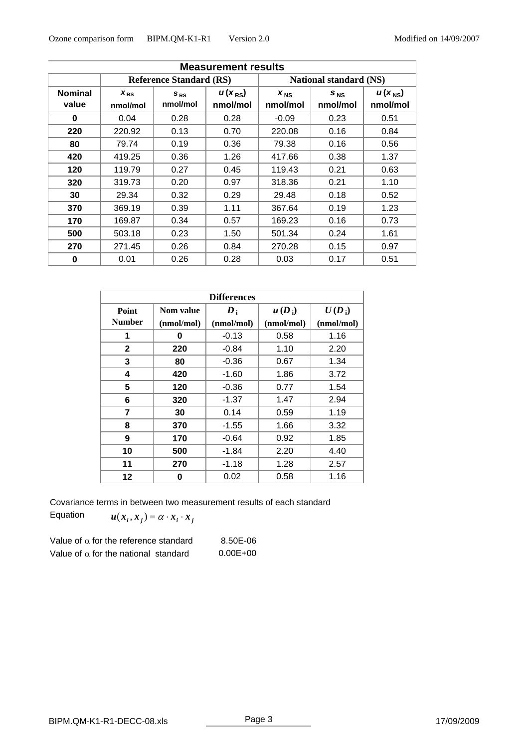| Measurement results | | | | | | |
|---|---|---|---|---|---|---|
| | Reference Standard (RS) | | | National standard (NS) | | |
| Nominal value | $x_{RS}$ nmol/mol | $s_{RS}$ nmol/mol | $u(x_{RS})$ nmol/mol | $x_{NS}$ nmol/mol | $s_{NS}$ nmol/mol | $u(x_{NS})$ nmol/mol |
| **0** | 0.04 | 0.28 | 0.28 | -0.09 | 0.23 | 0.51 |
| **220** | 220.92 | 0.13 | 0.70 | 220.08 | 0.16 | 0.84 |
| **80** | 79.74 | 0.19 | 0.36 | 79.38 | 0.16 | 0.56 |
| **420** | 419.25 | 0.36 | 1.26 | 417.66 | 0.38 | 1.37 |
| **120** | 119.79 | 0.27 | 0.45 | 119.43 | 0.21 | 0.63 |
| **320** | 319.73 | 0.20 | 0.97 | 318.36 | 0.21 | 1.10 |
| **30** | 29.34 | 0.32 | 0.29 | 29.48 | 0.18 | 0.52 |
| **370** | 369.19 | 0.39 | 1.11 | 367.64 | 0.19 | 1.23 |
| **170** | 169.87 | 0.34 | 0.57 | 169.23 | 0.16 | 0.73 |
| **500** | 503.18 | 0.23 | 1.50 | 501.34 | 0.24 | 1.61 |
| **270** | 271.45 | 0.26 | 0.84 | 270.28 | 0.15 | 0.97 |
| **0** | 0.01 | 0.26 | 0.28 | 0.03 | 0.17 | 0.51 |

| Differences | | | | |
|---|---|---|---|---|
| Point Number | Nom value (nmol/mol) | $D_i$ (nmol/mol) | $u(D_i)$ (nmol/mol) | $U(D_i)$ (nmol/mol) |
| **1** | **0** | -0.13 | 0.58 | 1.16 |
| **2** | **220** | -0.84 | 1.10 | 2.20 |
| **3** | **80** | -0.36 | 0.67 | 1.34 |
| **4** | **420** | -1.60 | 1.86 | 3.72 |
| **5** | **120** | -0.36 | 0.77 | 1.54 |
| **6** | **320** | -1.37 | 1.47 | 2.94 |
| **7** | **30** | 0.14 | 0.59 | 1.19 |
| **8** | **370** | -1.55 | 1.66 | 3.32 |
| **9** | **170** | -0.64 | 0.92 | 1.85 |
| **10** | **500** | -1.84 | 2.20 | 4.40 |
| **11** | **270** | -1.18 | 1.28 | 2.57 |
| **12** | **0** | 0.02 | 0.58 | 1.16 |

Covariance terms in between two measurement results of each standard

Equation $u(x_i, x_j) = \alpha \cdot x_i \cdot x_j$

Value of $\alpha$ for the reference standard 8.50E-06

Value of $\alpha$ for the national standard 0.00E+00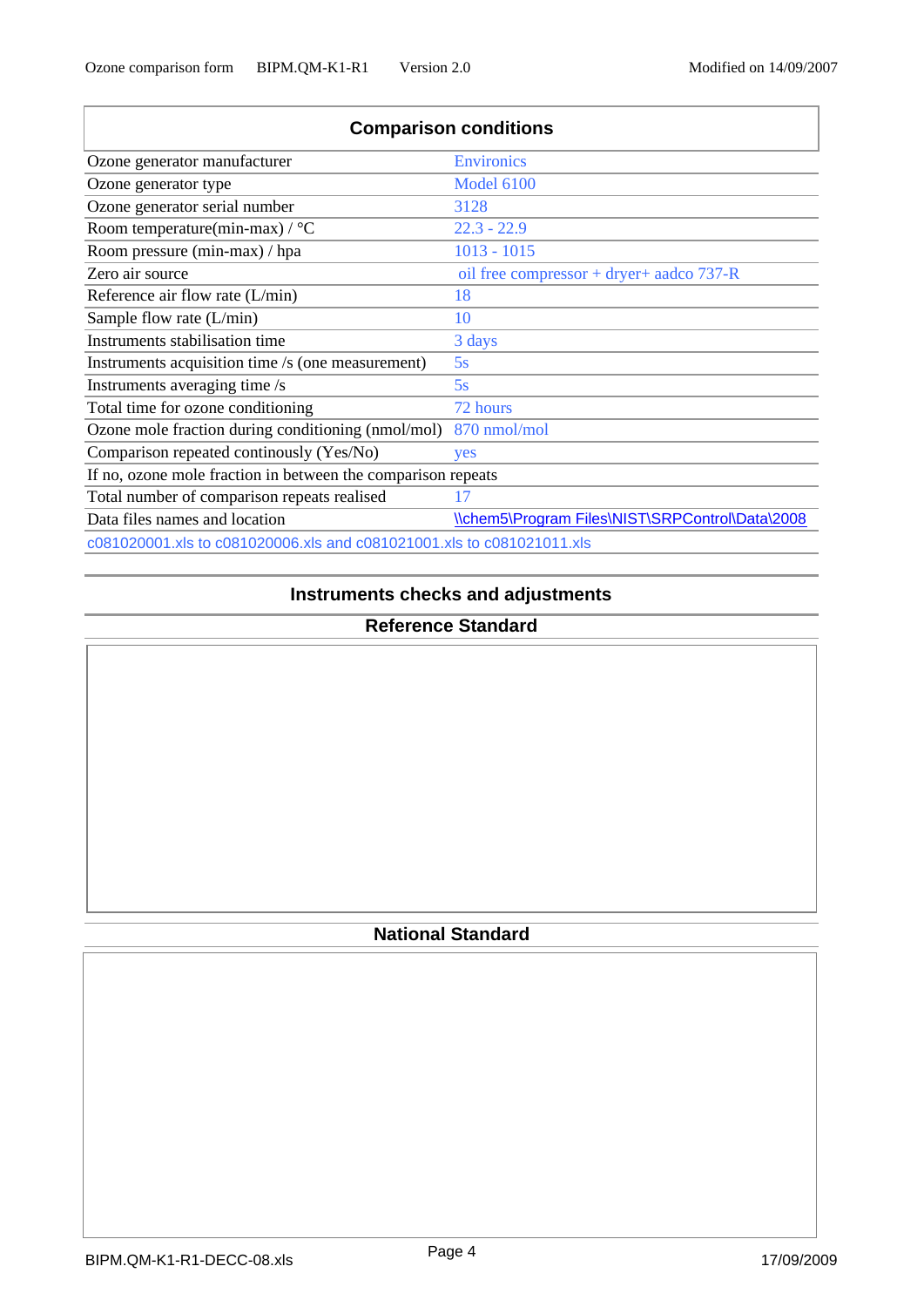## Comparison conditions

| | |
|---|---|
| Ozone generator manufacturer | Environics |
| Ozone generator type | Model 6100 |
| Ozone generator serial number | 3128 |
| Room temperature(min-max) / °C | 22.3 - 22.9 |
| Room pressure (min-max) / hpa | 1013 - 1015 |
| Zero air source | oil free compressor + dryer+ aadco 737-R |
| Reference air flow rate (L/min) | 18 |
| Sample flow rate (L/min) | 10 |
| Instruments stabilisation time | 3 days |
| Instruments acquisition time /s (one measurement) | 5s |
| Instruments averaging time /s | 5s |
| Total time for ozone conditioning | 72 hours |
| Ozone mole fraction during conditioning (nmol/mol) | 870 nmol/mol |
| Comparison repeated continously (Yes/No) | yes |
| If no, ozone mole fraction in between the comparison repeats | |
| Total number of comparison repeats realised | 17 |
| Data files names and location | \\chem5\Program Files\NIST\SRPControl\Data\2008 |
| c081020001.xls to c081020006.xls and c081021001.xls to c081021011.xls | |

## Instruments checks and adjustments

### Reference Standard

### National Standard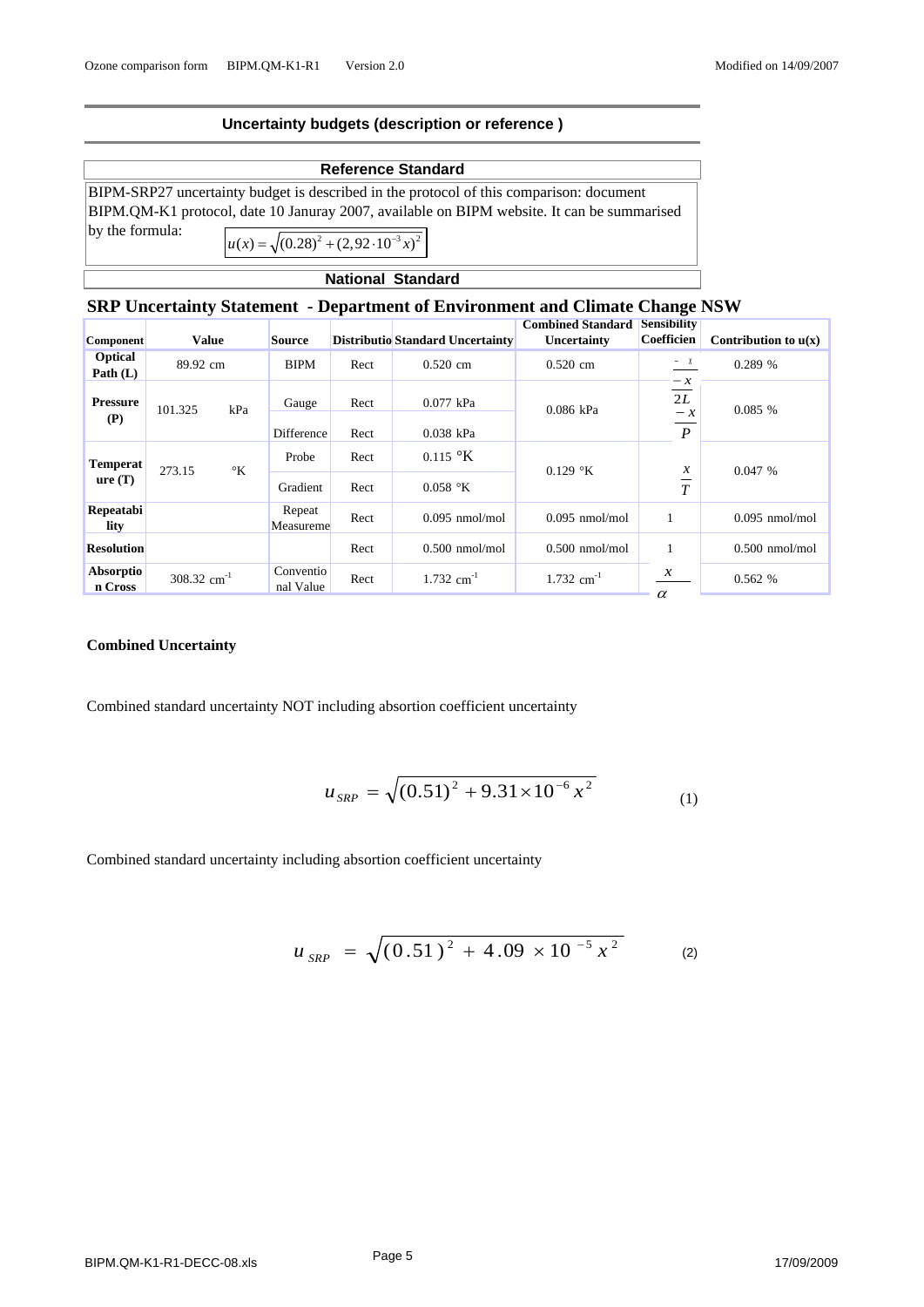## Uncertainty budgets (description or reference )

### Reference Standard

BIPM-SRP27 uncertainty budget is described in the protocol of this comparison: document BIPM.QM-K1 protocol, date 10 Januray 2007, available on BIPM website. It can be summarised by the formula: $u(x) = \sqrt{(0.28)^2 + (2,92 \cdot 10^{-3} x)^2}$

### National Standard

**SRP Uncertainty Statement - Department of Environment and Climate Change NSW**

| Component | Value | Source | Distributio | Standard Uncertainty | Combined Standard Uncertainty | Sensibility Coefficien | Contribution to u(x) |
|---|---|---|---|---|---|---|---|
| **Optical Path (L)** | 89.92 cm | BIPM | Rect | 0.520 cm | 0.520 cm | $\frac{-x}{2L}$ | 0.289 % |
| **Pressure (P)** | 101.325 kPa | Gauge | Rect | 0.077 kPa | 0.086 kPa | $\frac{-x}{P}$ | 0.085 % |
| | | Difference | Rect | 0.038 kPa | | | |
| **Temperature (T)** | 273.15 °K | Probe | Rect | 0.115 °K | 0.129 °K | $\frac{x}{T}$ | 0.047 % |
| | | Gradient | Rect | 0.058 °K | | | |
| **Repeatability** | | Repeat Measureme | Rect | 0.095 nmol/mol | 0.095 nmol/mol | 1 | 0.095 nmol/mol |
| **Resolution** | | | Rect | 0.500 nmol/mol | 0.500 nmol/mol | 1 | 0.500 nmol/mol |
| **Absorption Cross** | 308.32 $cm^{-1}$ | Conventional Value | Rect | 1.732 $cm^{-1}$ | 1.732 $cm^{-1}$ | $\frac{x}{\alpha}$ | 0.562 % |

**Combined Uncertainty**

Combined standard uncertainty NOT including absortion coefficient uncertainty

$$u_{SRP} = \sqrt{(0.51)^2 + 9.31 \times 10^{-6} x^2} \qquad (1)$$

Combined standard uncertainty including absortion coefficient uncertainty

$$u_{SRP} = \sqrt{(0.51)^2 + 4.09 \times 10^{-5} x^2} \qquad (2)$$